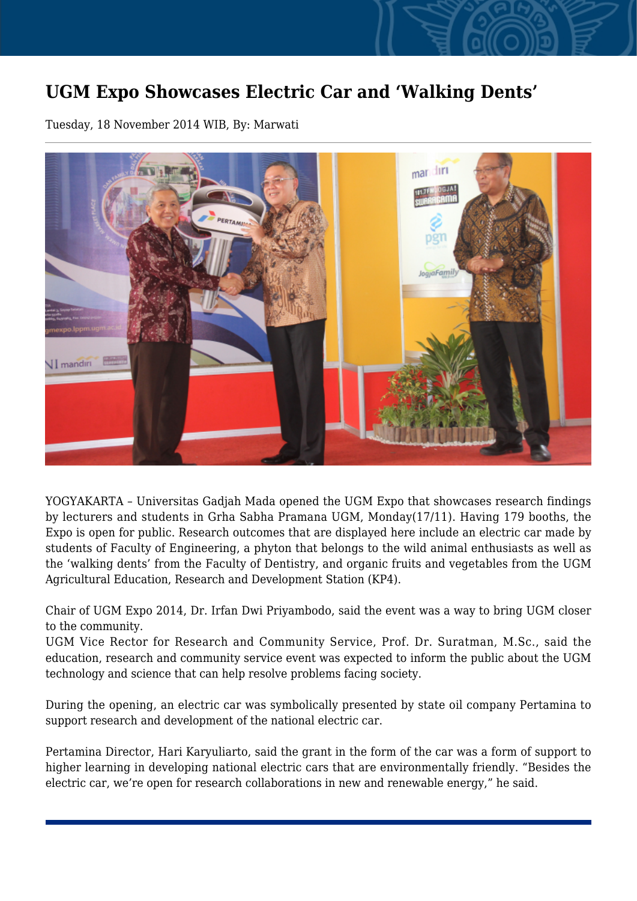# UGM Expo Showcases Electric Car and 'Walking Dents'

Tuesday, 18 November 2014 WIB, By: Marwati

YOGYAKARTA – Universitas Gadjah Mada opened the UGM Expo that showcases research findings by lecturers and students in Grha Sabha Pramana UGM, Monday(17/11). Having 179 booths, the Expo is open for public. Research outcomes that are displayed here include an electric car made by students of Faculty of Engineering, a phyton that belongs to the wild animal enthusiasts as well as the 'walking dents' from the Faculty of Dentistry, and organic fruits and vegetables from the UGM Agricultural Education, Research and Development Station (KP4).

Chair of UGM Expo 2014, Dr. Irfan Dwi Priyambodo, said the event was a way to bring UGM closer to the community.
UGM Vice Rector for Research and Community Service, Prof. Dr. Suratman, M.Sc., said the education, research and community service event was expected to inform the public about the UGM technology and science that can help resolve problems facing society.

During the opening, an electric car was symbolically presented by state oil company Pertamina to support research and development of the national electric car.

Pertamina Director, Hari Karyuliarto, said the grant in the form of the car was a form of support to higher learning in developing national electric cars that are environmentally friendly. "Besides the electric car, we're open for research collaborations in new and renewable energy," he said.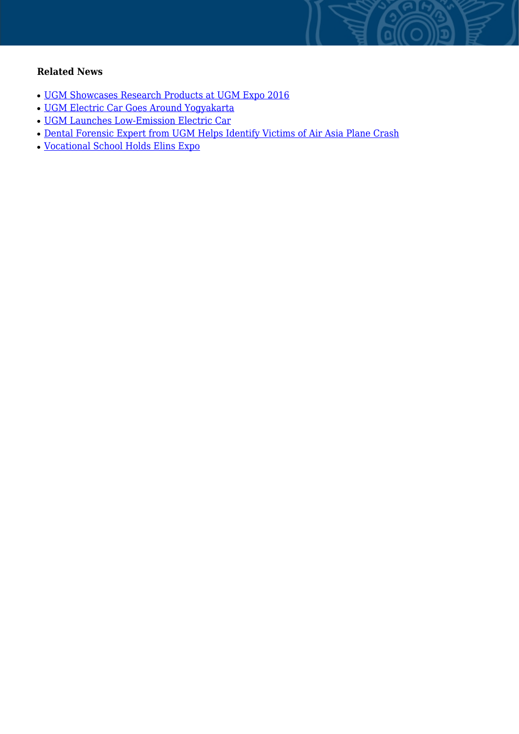### Related News

- UGM Showcases Research Products at UGM Expo 2016
- UGM Electric Car Goes Around Yogyakarta
- UGM Launches Low-Emission Electric Car
- Dental Forensic Expert from UGM Helps Identify Victims of Air Asia Plane Crash
- Vocational School Holds Elins Expo